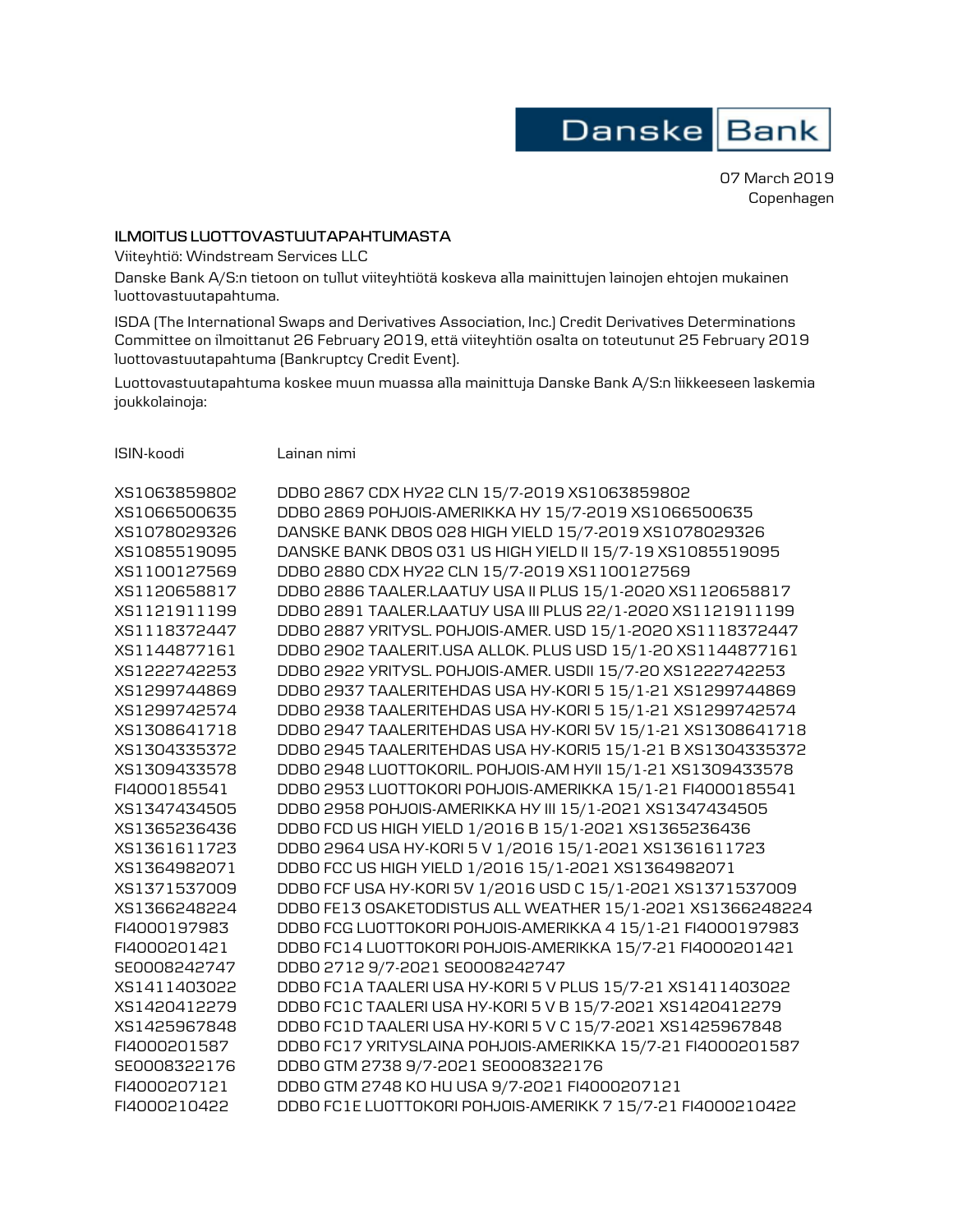Danske Bank

07 March 2019
Copenhagen

**ILMOITUS LUOTTOVASTUUTAPAHTUMASTA**

Viiteyhtiö: Windstream Services LLC

Danske Bank A/S:n tietoon on tullut viiteyhtiötä koskeva alla mainittujen lainojen ehtojen mukainen luottovastuutapahtuma.

ISDA (The International Swaps and Derivatives Association, Inc.) Credit Derivatives Determinations Committee on ilmoittanut 26 February 2019, että viiteyhtiön osalta on toteutunut 25 February 2019 luottovastuutapahtuma (Bankruptcy Credit Event).

Luottovastuutapahtuma koskee muun muassa alla mainittuja Danske Bank A/S:n liikkeeseen laskemia joukkolainoja:

| ISIN-koodi | Lainan nimi |
|---|---|
| XS1063859802 | DDBO 2867 CDX HY22 CLN 15/7-2019 XS1063859802 |
| XS1066500635 | DDBO 2869 POHJOIS-AMERIKKA HY 15/7-2019 XS1066500635 |
| XS1078029326 | DANSKE BANK DBOS 028 HIGH YIELD 15/7-2019 XS1078029326 |
| XS1085519095 | DANSKE BANK DBOS 031 US HIGH YIELD II 15/7-19 XS1085519095 |
| XS1100127569 | DDBO 2880 CDX HY22 CLN 15/7-2019 XS1100127569 |
| XS1120658817 | DDBO 2886 TAALER.LAATUY USA II PLUS 15/1-2020 XS1120658817 |
| XS1121911199 | DDBO 2891 TAALER.LAATUY USA III PLUS 22/1-2020 XS1121911199 |
| XS1118372447 | DDBO 2887 YRITYSL. POHJOIS-AMER. USD 15/1-2020 XS1118372447 |
| XS1144877161 | DDBO 2902 TAALERIT.USA ALLOK. PLUS USD 15/1-20 XS1144877161 |
| XS1222742253 | DDBO 2922 YRITYSL. POHJOIS-AMER. USDII 15/7-20 XS1222742253 |
| XS1299744869 | DDBO 2937 TAALERITEHDAS USA HY-KORI 5 15/1-21 XS1299744869 |
| XS1299742574 | DDBO 2938 TAALERITEHDAS USA HY-KORI 5 15/1-21 XS1299742574 |
| XS1308641718 | DDBO 2947 TAALERITEHDAS USA HY-KORI 5V 15/1-21 XS1308641718 |
| XS1304335372 | DDBO 2945 TAALERITEHDAS USA HY-KORI5 15/1-21 B XS1304335372 |
| XS1309433578 | DDBO 2948 LUOTTOKORIL. POHJOIS-AM HYII 15/1-21 XS1309433578 |
| FI4000185541 | DDBO 2953 LUOTTOKORI POHJOIS-AMERIKKA 15/1-21 FI4000185541 |
| XS1347434505 | DDBO 2958 POHJOIS-AMERIKKA HY III 15/1-2021 XS1347434505 |
| XS1365236436 | DDBO FCD US HIGH YIELD 1/2016 B 15/1-2021 XS1365236436 |
| XS1361611723 | DDBO 2964 USA HY-KORI 5 V 1/2016 15/1-2021 XS1361611723 |
| XS1364982071 | DDBO FCC US HIGH YIELD 1/2016 15/1-2021 XS1364982071 |
| XS1371537009 | DDBO FCF USA HY-KORI 5V 1/2016 USD C 15/1-2021 XS1371537009 |
| XS1366248224 | DDBO FE13 OSAKETODISTUS ALL WEATHER 15/1-2021 XS1366248224 |
| FI4000197983 | DDBO FCG LUOTTOKORI POHJOIS-AMERIKKA 4 15/1-21 FI4000197983 |
| FI4000201421 | DDBO FC14 LUOTTOKORI POHJOIS-AMERIKKA 15/7-21 FI4000201421 |
| SE0008242747 | DDBO 2712 9/7-2021 SE0008242747 |
| XS1411403022 | DDBO FC1A TAALERI USA HY-KORI 5 V PLUS 15/7-21 XS1411403022 |
| XS1420412279 | DDBO FC1C TAALERI USA HY-KORI 5 V B 15/7-2021 XS1420412279 |
| XS1425967848 | DDBO FC1D TAALERI USA HY-KORI 5 V C 15/7-2021 XS1425967848 |
| FI4000201587 | DDBO FC17 YRITYSLAINA POHJOIS-AMERIKKA 15/7-21 FI4000201587 |
| SE0008322176 | DDBO GTM 2738 9/7-2021 SE0008322176 |
| FI4000207121 | DDBO GTM 2748 KO HU USA 9/7-2021 FI4000207121 |
| FI4000210422 | DDBO FC1E LUOTTOKORI POHJOIS-AMERIKK 7 15/7-21 FI4000210422 |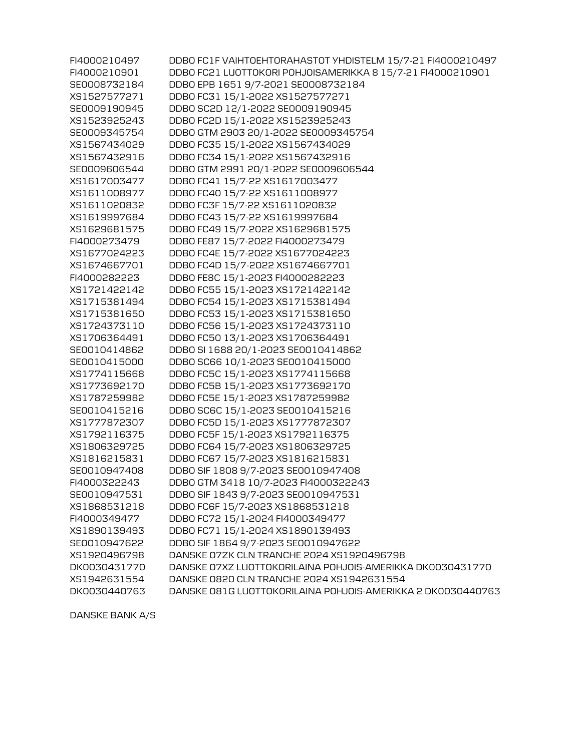| | |
|---|---|
| FI4000210497 | DDBO FC1F VAIHTOEHTORAHASTOT YHDISTELM 15/7-21 FI4000210497 |
| FI4000210901 | DDBO FC21 LUOTTOKORI POHJOISAMERIKKA 8 15/7-21 FI4000210901 |
| SE0008732184 | DDBO EPB 1651 9/7-2021 SE0008732184 |
| XS1527577271 | DDBO FC31 15/1-2022 XS1527577271 |
| SE0009190945 | DDBO SC2D 12/1-2022 SE0009190945 |
| XS1523925243 | DDBO FC2D 15/1-2022 XS1523925243 |
| SE0009345754 | DDBO GTM 2903 20/1-2022 SE0009345754 |
| XS1567434029 | DDBO FC35 15/1-2022 XS1567434029 |
| XS1567432916 | DDBO FC34 15/1-2022 XS1567432916 |
| SE0009606544 | DDBO GTM 2991 20/1-2022 SE0009606544 |
| XS1617003477 | DDBO FC41 15/7-22 XS1617003477 |
| XS1611008977 | DDBO FC40 15/7-22 XS1611008977 |
| XS1611020832 | DDBO FC3F 15/7-22 XS1611020832 |
| XS1619997684 | DDBO FC43 15/7-22 XS1619997684 |
| XS1629681575 | DDBO FC49 15/7-2022 XS1629681575 |
| FI4000273479 | DDBO FE87 15/7-2022 FI4000273479 |
| XS1677024223 | DDBO FC4E 15/7-2022 XS1677024223 |
| XS1674667701 | DDBO FC4D 15/7-2022 XS1674667701 |
| FI4000282223 | DDBO FE8C 15/1-2023 FI4000282223 |
| XS1721422142 | DDBO FC55 15/1-2023 XS1721422142 |
| XS1715381494 | DDBO FC54 15/1-2023 XS1715381494 |
| XS1715381650 | DDBO FC53 15/1-2023 XS1715381650 |
| XS1724373110 | DDBO FC56 15/1-2023 XS1724373110 |
| XS1706364491 | DDBO FC50 13/1-2023 XS1706364491 |
| SE0010414862 | DDBO SI 1688 20/1-2023 SE0010414862 |
| SE0010415000 | DDBO SC66 10/1-2023 SE0010415000 |
| XS1774115668 | DDBO FC5C 15/1-2023 XS1774115668 |
| XS1773692170 | DDBO FC5B 15/1-2023 XS1773692170 |
| XS1787259982 | DDBO FC5E 15/1-2023 XS1787259982 |
| SE0010415216 | DDBO SC6C 15/1-2023 SE0010415216 |
| XS1777872307 | DDBO FC5D 15/1-2023 XS1777872307 |
| XS1792116375 | DDBO FC5F 15/1-2023 XS1792116375 |
| XS1806329725 | DDBO FC64 15/7-2023 XS1806329725 |
| XS1816215831 | DDBO FC67 15/7-2023 XS1816215831 |
| SE0010947408 | DDBO SIF 1808 9/7-2023 SE0010947408 |
| FI4000322243 | DDBO GTM 3418 10/7-2023 FI4000322243 |
| SE0010947531 | DDBO SIF 1843 9/7-2023 SE0010947531 |
| XS1868531218 | DDBO FC6F 15/7-2023 XS1868531218 |
| FI4000349477 | DDBO FC72 15/1-2024 FI4000349477 |
| XS1890139493 | DDBO FC71 15/1-2024 XS1890139493 |
| SE0010947622 | DDBO SIF 1864 9/7-2023 SE0010947622 |
| XS1920496798 | DANSKE 07ZK CLN TRANCHE 2024 XS1920496798 |
| DK0030431770 | DANSKE 07XZ LUOTTOKORILAINA POHJOIS-AMERIKKA DK0030431770 |
| XS1942631554 | DANSKE 0820 CLN TRANCHE 2024 XS1942631554 |
| DK0030440763 | DANSKE 081G LUOTTOKORILAINA POHJOIS-AMERIKKA 2 DK0030440763 |

DANSKE BANK A/S